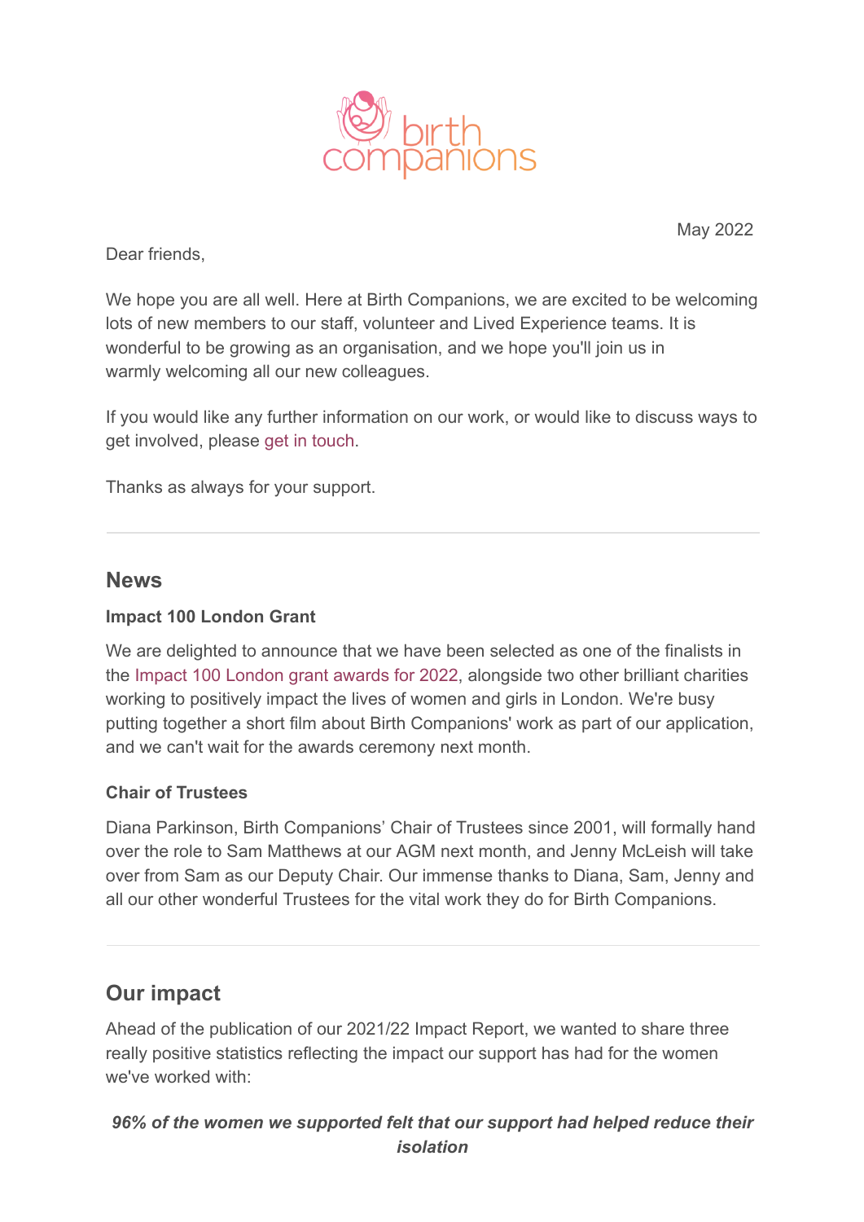May 2022

Dear friends,

We hope you are all well. Here at Birth Companions, we are excited to be welcoming lots of new members to our staff, volunteer and Lived Experience teams. It is wonderful to be growing as an organisation, and we hope you'll join us in warmly welcoming all our new colleagues.

If you would like any further information on our work, or would like to discuss ways to get involved, please get in touch.

Thanks as always for your support.

---

## News

### Impact 100 London Grant

We are delighted to announce that we have been selected as one of the finalists in the Impact 100 London grant awards for 2022, alongside two other brilliant charities working to positively impact the lives of women and girls in London. We're busy putting together a short film about Birth Companions' work as part of our application, and we can't wait for the awards ceremony next month.

### Chair of Trustees

Diana Parkinson, Birth Companions' Chair of Trustees since 2001, will formally hand over the role to Sam Matthews at our AGM next month, and Jenny McLeish will take over from Sam as our Deputy Chair. Our immense thanks to Diana, Sam, Jenny and all our other wonderful Trustees for the vital work they do for Birth Companions.

---

## Our impact

Ahead of the publication of our 2021/22 Impact Report, we wanted to share three really positive statistics reflecting the impact our support has had for the women we've worked with:

***96% of the women we supported felt that our support had helped reduce their isolation***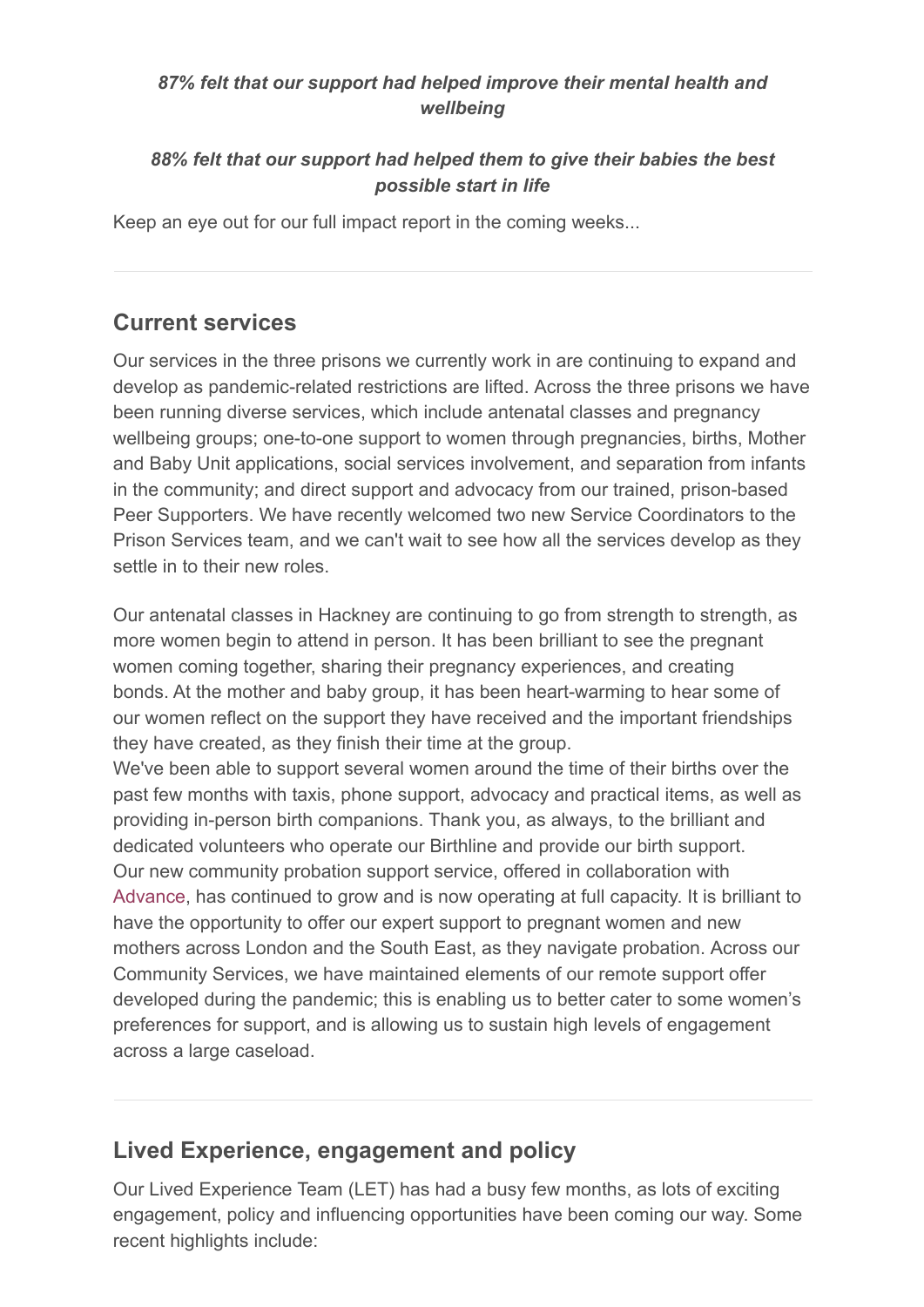***87% felt that our support had helped improve their mental health and wellbeing***

***88% felt that our support had helped them to give their babies the best possible start in life***

Keep an eye out for our full impact report in the coming weeks...

---

## Current services

Our services in the three prisons we currently work in are continuing to expand and develop as pandemic-related restrictions are lifted. Across the three prisons we have been running diverse services, which include antenatal classes and pregnancy wellbeing groups; one-to-one support to women through pregnancies, births, Mother and Baby Unit applications, social services involvement, and separation from infants in the community; and direct support and advocacy from our trained, prison-based Peer Supporters. We have recently welcomed two new Service Coordinators to the Prison Services team, and we can't wait to see how all the services develop as they settle in to their new roles.

Our antenatal classes in Hackney are continuing to go from strength to strength, as more women begin to attend in person. It has been brilliant to see the pregnant women coming together, sharing their pregnancy experiences, and creating bonds. At the mother and baby group, it has been heart-warming to hear some of our women reflect on the support they have received and the important friendships they have created, as they finish their time at the group.
We've been able to support several women around the time of their births over the past few months with taxis, phone support, advocacy and practical items, as well as providing in-person birth companions. Thank you, as always, to the brilliant and dedicated volunteers who operate our Birthline and provide our birth support.
Our new community probation support service, offered in collaboration with Advance, has continued to grow and is now operating at full capacity. It is brilliant to have the opportunity to offer our expert support to pregnant women and new mothers across London and the South East, as they navigate probation. Across our Community Services, we have maintained elements of our remote support offer developed during the pandemic; this is enabling us to better cater to some women's preferences for support, and is allowing us to sustain high levels of engagement across a large caseload.

---

## Lived Experience, engagement and policy

Our Lived Experience Team (LET) has had a busy few months, as lots of exciting engagement, policy and influencing opportunities have been coming our way. Some recent highlights include: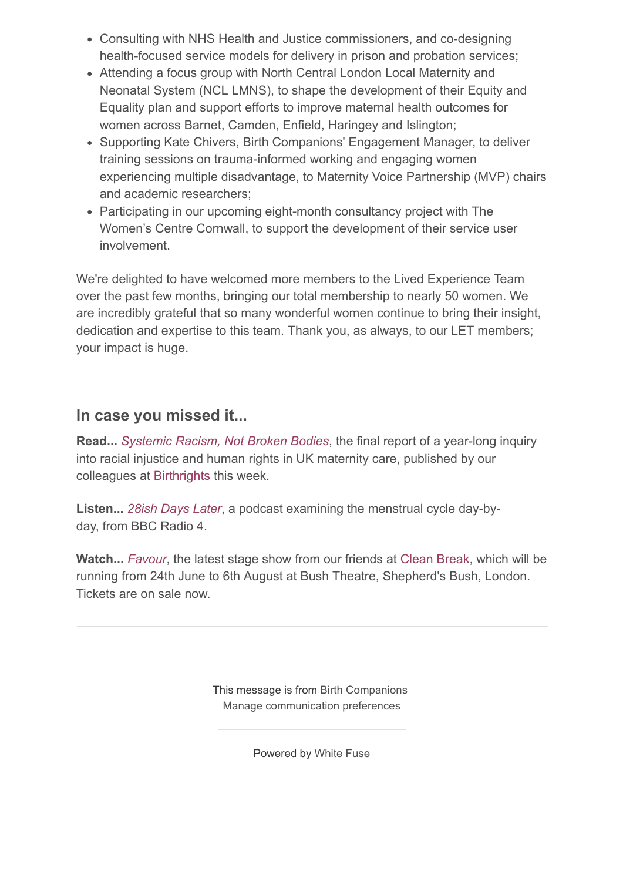- Consulting with NHS Health and Justice commissioners, and co-designing health-focused service models for delivery in prison and probation services;
- Attending a focus group with North Central London Local Maternity and Neonatal System (NCL LMNS), to shape the development of their Equity and Equality plan and support efforts to improve maternal health outcomes for women across Barnet, Camden, Enfield, Haringey and Islington;
- Supporting Kate Chivers, Birth Companions' Engagement Manager, to deliver training sessions on trauma-informed working and engaging women experiencing multiple disadvantage, to Maternity Voice Partnership (MVP) chairs and academic researchers;
- Participating in our upcoming eight-month consultancy project with The Women's Centre Cornwall, to support the development of their service user involvement.

We're delighted to have welcomed more members to the Lived Experience Team over the past few months, bringing our total membership to nearly 50 women. We are incredibly grateful that so many wonderful women continue to bring their insight, dedication and expertise to this team. Thank you, as always, to our LET members; your impact is huge.

---

## In case you missed it...

**Read...** *Systemic Racism, Not Broken Bodies*, the final report of a year-long inquiry into racial injustice and human rights in UK maternity care, published by our colleagues at Birthrights this week.

**Listen...** *28ish Days Later*, a podcast examining the menstrual cycle day-by-day, from BBC Radio 4.

**Watch...** *Favour*, the latest stage show from our friends at Clean Break, which will be running from 24th June to 6th August at Bush Theatre, Shepherd's Bush, London. Tickets are on sale now.

---

This message is from Birth Companions
Manage communication preferences

Powered by White Fuse